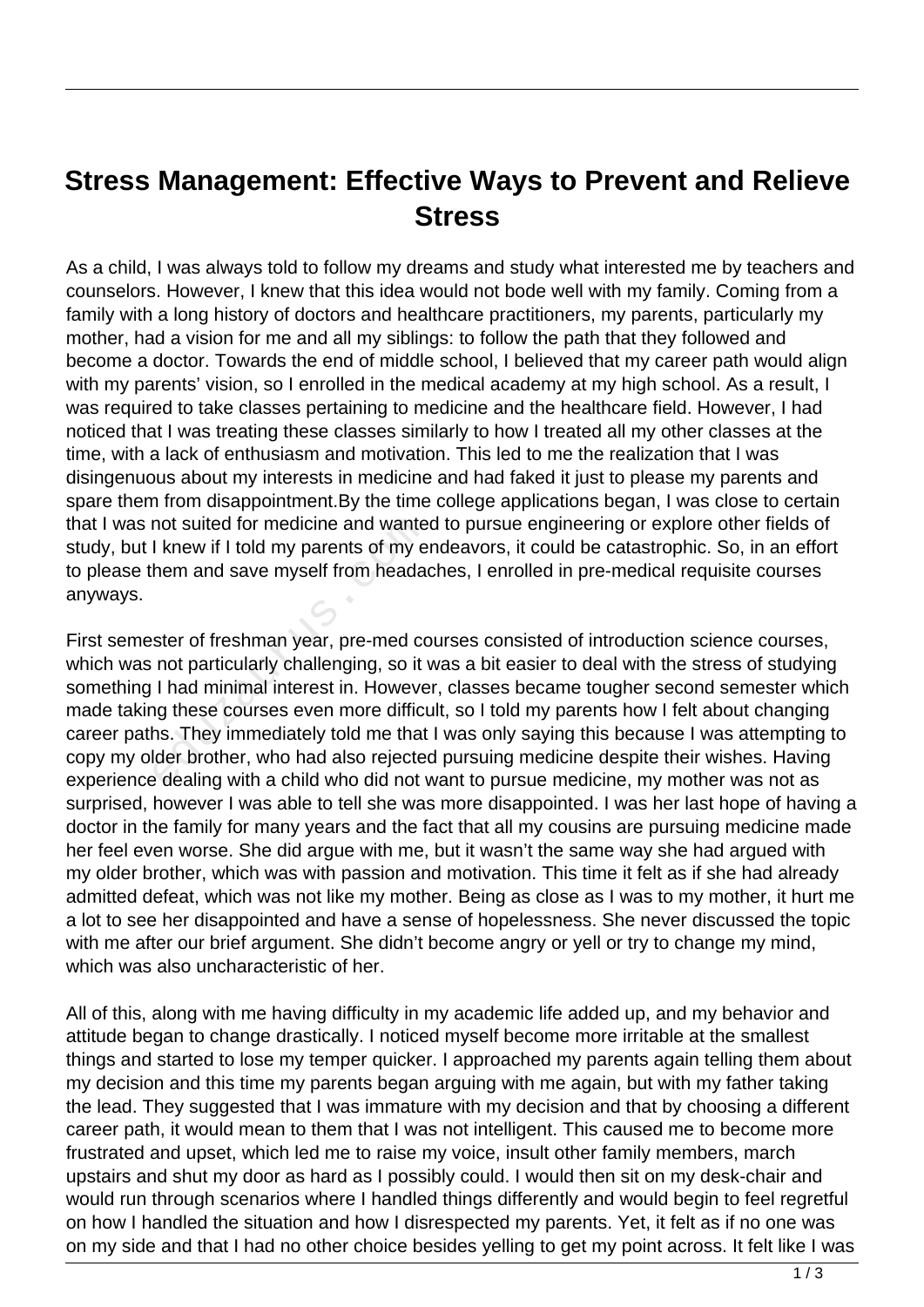# Stress Management: Effective Ways to Prevent and Relieve Stress

As a child, I was always told to follow my dreams and study what interested me by teachers and counselors. However, I knew that this idea would not bode well with my family. Coming from a family with a long history of doctors and healthcare practitioners, my parents, particularly my mother, had a vision for me and all my siblings: to follow the path that they followed and become a doctor. Towards the end of middle school, I believed that my career path would align with my parents' vision, so I enrolled in the medical academy at my high school. As a result, I was required to take classes pertaining to medicine and the healthcare field. However, I had noticed that I was treating these classes similarly to how I treated all my other classes at the time, with a lack of enthusiasm and motivation. This led to me the realization that I was disingenuous about my interests in medicine and had faked it just to please my parents and spare them from disappointment.By the time college applications began, I was close to certain that I was not suited for medicine and wanted to pursue engineering or explore other fields of study, but I knew if I told my parents of my endeavors, it could be catastrophic. So, in an effort to please them and save myself from headaches, I enrolled in pre-medical requisite courses anyways.

First semester of freshman year, pre-med courses consisted of introduction science courses, which was not particularly challenging, so it was a bit easier to deal with the stress of studying something I had minimal interest in. However, classes became tougher second semester which made taking these courses even more difficult, so I told my parents how I felt about changing career paths. They immediately told me that I was only saying this because I was attempting to copy my older brother, who had also rejected pursuing medicine despite their wishes. Having experience dealing with a child who did not want to pursue medicine, my mother was not as surprised, however I was able to tell she was more disappointed. I was her last hope of having a doctor in the family for many years and the fact that all my cousins are pursuing medicine made her feel even worse. She did argue with me, but it wasn't the same way she had argued with my older brother, which was with passion and motivation. This time it felt as if she had already admitted defeat, which was not like my mother. Being as close as I was to my mother, it hurt me a lot to see her disappointed and have a sense of hopelessness. She never discussed the topic with me after our brief argument. She didn't become angry or yell or try to change my mind, which was also uncharacteristic of her.

All of this, along with me having difficulty in my academic life added up, and my behavior and attitude began to change drastically. I noticed myself become more irritable at the smallest things and started to lose my temper quicker. I approached my parents again telling them about my decision and this time my parents began arguing with me again, but with my father taking the lead. They suggested that I was immature with my decision and that by choosing a different career path, it would mean to them that I was not intelligent. This caused me to become more frustrated and upset, which led me to raise my voice, insult other family members, march upstairs and shut my door as hard as I possibly could. I would then sit on my desk-chair and would run through scenarios where I handled things differently and would begin to feel regretful on how I handled the situation and how I disrespected my parents. Yet, it felt as if no one was on my side and that I had no other choice besides yelling to get my point across. It felt like I was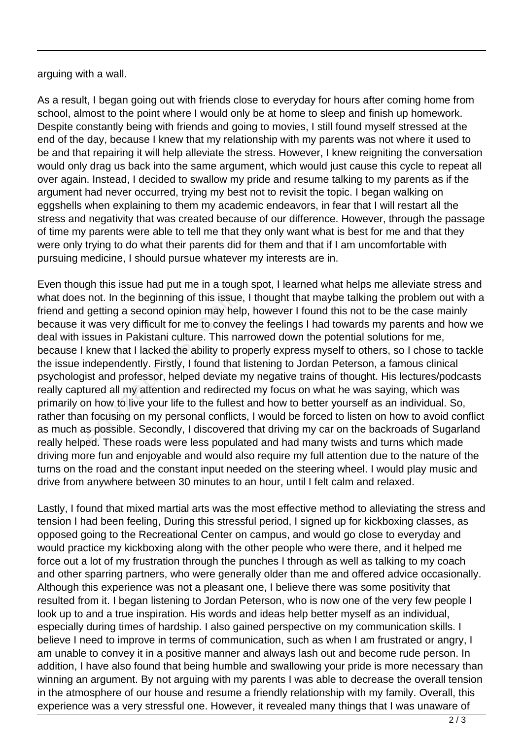arguing with a wall.

As a result, I began going out with friends close to everyday for hours after coming home from school, almost to the point where I would only be at home to sleep and finish up homework. Despite constantly being with friends and going to movies, I still found myself stressed at the end of the day, because I knew that my relationship with my parents was not where it used to be and that repairing it will help alleviate the stress. However, I knew reigniting the conversation would only drag us back into the same argument, which would just cause this cycle to repeat all over again. Instead, I decided to swallow my pride and resume talking to my parents as if the argument had never occurred, trying my best not to revisit the topic. I began walking on eggshells when explaining to them my academic endeavors, in fear that I will restart all the stress and negativity that was created because of our difference. However, through the passage of time my parents were able to tell me that they only want what is best for me and that they were only trying to do what their parents did for them and that if I am uncomfortable with pursuing medicine, I should pursue whatever my interests are in.

Even though this issue had put me in a tough spot, I learned what helps me alleviate stress and what does not. In the beginning of this issue, I thought that maybe talking the problem out with a friend and getting a second opinion may help, however I found this not to be the case mainly because it was very difficult for me to convey the feelings I had towards my parents and how we deal with issues in Pakistani culture. This narrowed down the potential solutions for me, because I knew that I lacked the ability to properly express myself to others, so I chose to tackle the issue independently. Firstly, I found that listening to Jordan Peterson, a famous clinical psychologist and professor, helped deviate my negative trains of thought. His lectures/podcasts really captured all my attention and redirected my focus on what he was saying, which was primarily on how to live your life to the fullest and how to better yourself as an individual. So, rather than focusing on my personal conflicts, I would be forced to listen on how to avoid conflict as much as possible. Secondly, I discovered that driving my car on the backroads of Sugarland really helped. These roads were less populated and had many twists and turns which made driving more fun and enjoyable and would also require my full attention due to the nature of the turns on the road and the constant input needed on the steering wheel. I would play music and drive from anywhere between 30 minutes to an hour, until I felt calm and relaxed.

Lastly, I found that mixed martial arts was the most effective method to alleviating the stress and tension I had been feeling, During this stressful period, I signed up for kickboxing classes, as opposed going to the Recreational Center on campus, and would go close to everyday and would practice my kickboxing along with the other people who were there, and it helped me force out a lot of my frustration through the punches I through as well as talking to my coach and other sparring partners, who were generally older than me and offered advice occasionally. Although this experience was not a pleasant one, I believe there was some positivity that resulted from it. I began listening to Jordan Peterson, who is now one of the very few people I look up to and a true inspiration. His words and ideas help better myself as an individual, especially during times of hardship. I also gained perspective on my communication skills. I believe I need to improve in terms of communication, such as when I am frustrated or angry, I am unable to convey it in a positive manner and always lash out and become rude person. In addition, I have also found that being humble and swallowing your pride is more necessary than winning an argument. By not arguing with my parents I was able to decrease the overall tension in the atmosphere of our house and resume a friendly relationship with my family. Overall, this experience was a very stressful one. However, it revealed many things that I was unaware of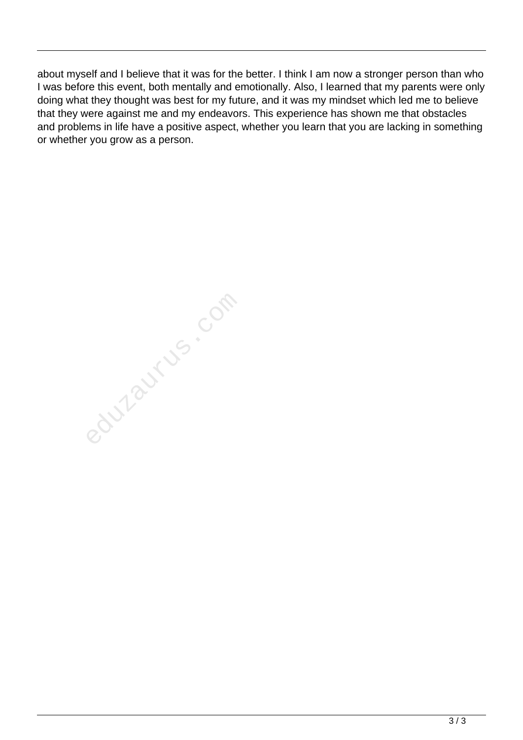about myself and I believe that it was for the better. I think I am now a stronger person than who I was before this event, both mentally and emotionally. Also, I learned that my parents were only doing what they thought was best for my future, and it was my mindset which led me to believe that they were against me and my endeavors. This experience has shown me that obstacles and problems in life have a positive aspect, whether you learn that you are lacking in something or whether you grow as a person.